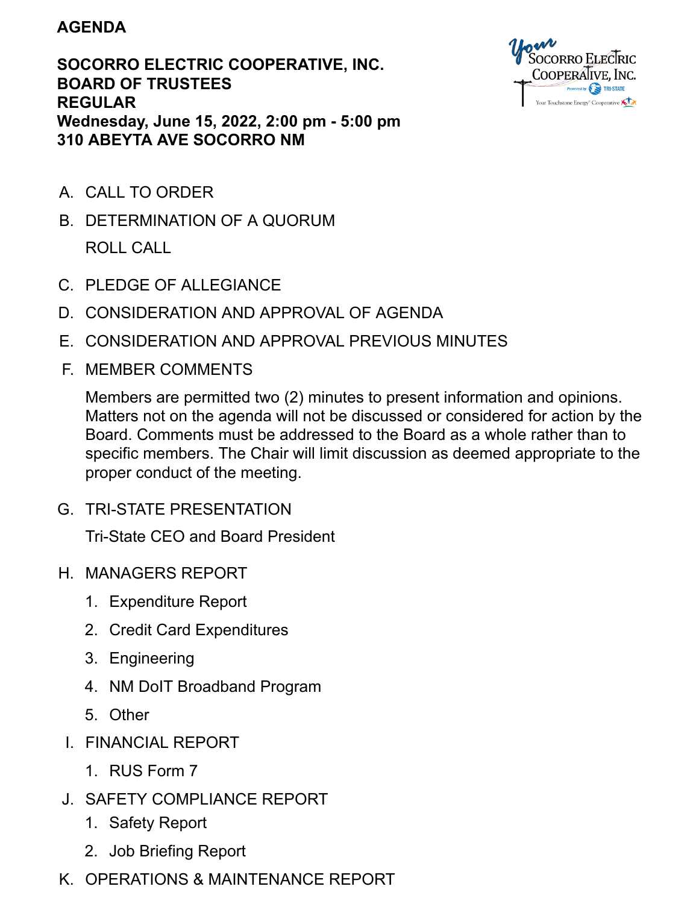**AGENDA**

**SOCORRO ELECTRIC COOPERATIVE, INC.**
**BOARD OF TRUSTEES**
**REGULAR**
**Wednesday, June 15, 2022, 2:00 pm - 5:00 pm**
**310 ABEYTA AVE SOCORRO NM**

A. CALL TO ORDER

B. DETERMINATION OF A QUORUM

   ROLL CALL

C. PLEDGE OF ALLEGIANCE

D. CONSIDERATION AND APPROVAL OF AGENDA

E. CONSIDERATION AND APPROVAL PREVIOUS MINUTES

F. MEMBER COMMENTS

   Members are permitted two (2) minutes to present information and opinions. Matters not on the agenda will not be discussed or considered for action by the Board. Comments must be addressed to the Board as a whole rather than to specific members. The Chair will limit discussion as deemed appropriate to the proper conduct of the meeting.

G. TRI-STATE PRESENTATION

   Tri-State CEO and Board President

H. MANAGERS REPORT

   1. Expenditure Report
   2. Credit Card Expenditures
   3. Engineering
   4. NM DoIT Broadband Program
   5. Other

I. FINANCIAL REPORT

   1. RUS Form 7

J. SAFETY COMPLIANCE REPORT

   1. Safety Report
   2. Job Briefing Report

K. OPERATIONS & MAINTENANCE REPORT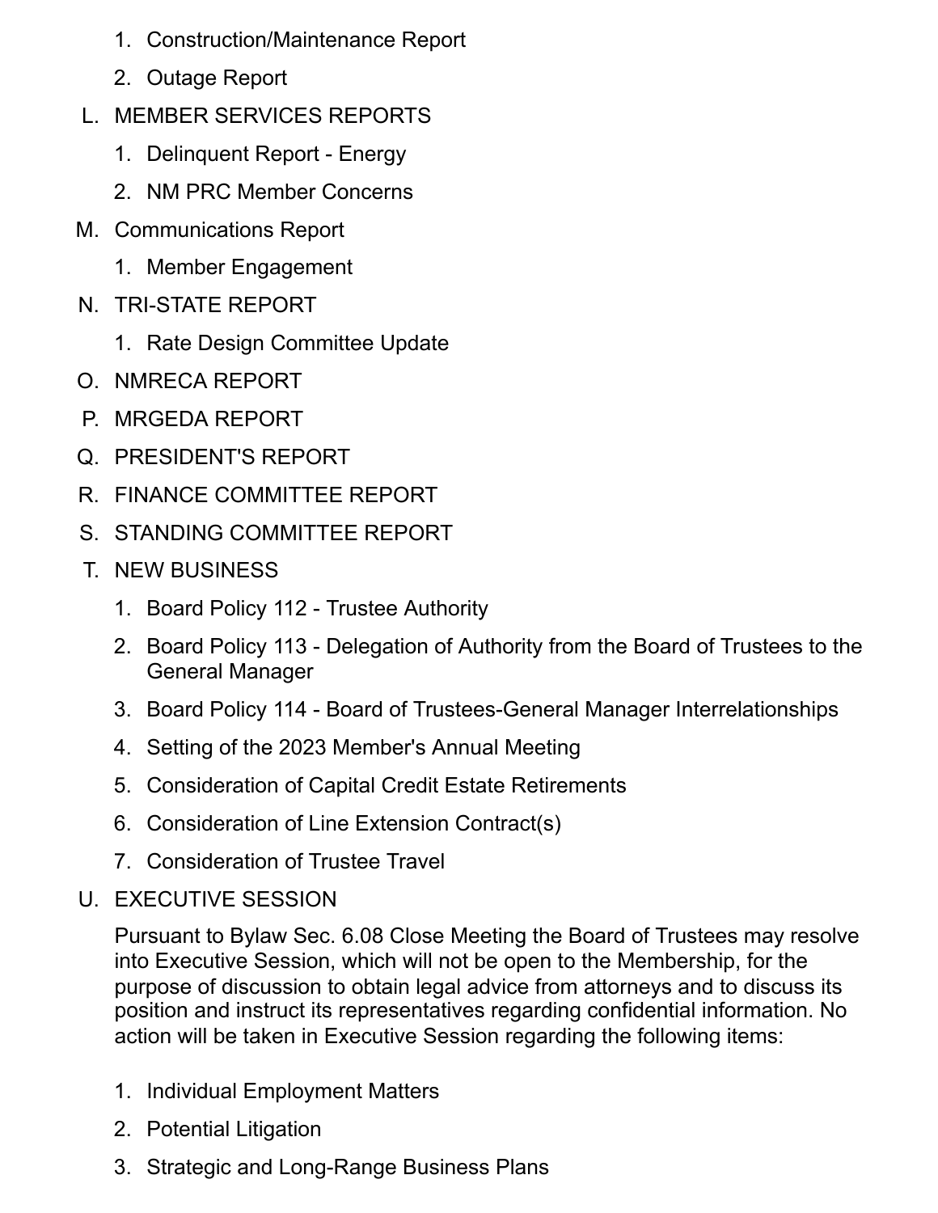1. Construction/Maintenance Report
2. Outage Report

L. MEMBER SERVICES REPORTS

1. Delinquent Report - Energy
2. NM PRC Member Concerns

M. Communications Report

1. Member Engagement

N. TRI-STATE REPORT

1. Rate Design Committee Update

O. NMRECA REPORT

P. MRGEDA REPORT

Q. PRESIDENT'S REPORT

R. FINANCE COMMITTEE REPORT

S. STANDING COMMITTEE REPORT

T. NEW BUSINESS

1. Board Policy 112 - Trustee Authority
2. Board Policy 113 - Delegation of Authority from the Board of Trustees to the General Manager
3. Board Policy 114 - Board of Trustees-General Manager Interrelationships
4. Setting of the 2023 Member's Annual Meeting
5. Consideration of Capital Credit Estate Retirements
6. Consideration of Line Extension Contract(s)
7. Consideration of Trustee Travel

U. EXECUTIVE SESSION

Pursuant to Bylaw Sec. 6.08 Close Meeting the Board of Trustees may resolve into Executive Session, which will not be open to the Membership, for the purpose of discussion to obtain legal advice from attorneys and to discuss its position and instruct its representatives regarding confidential information. No action will be taken in Executive Session regarding the following items:

1. Individual Employment Matters
2. Potential Litigation
3. Strategic and Long-Range Business Plans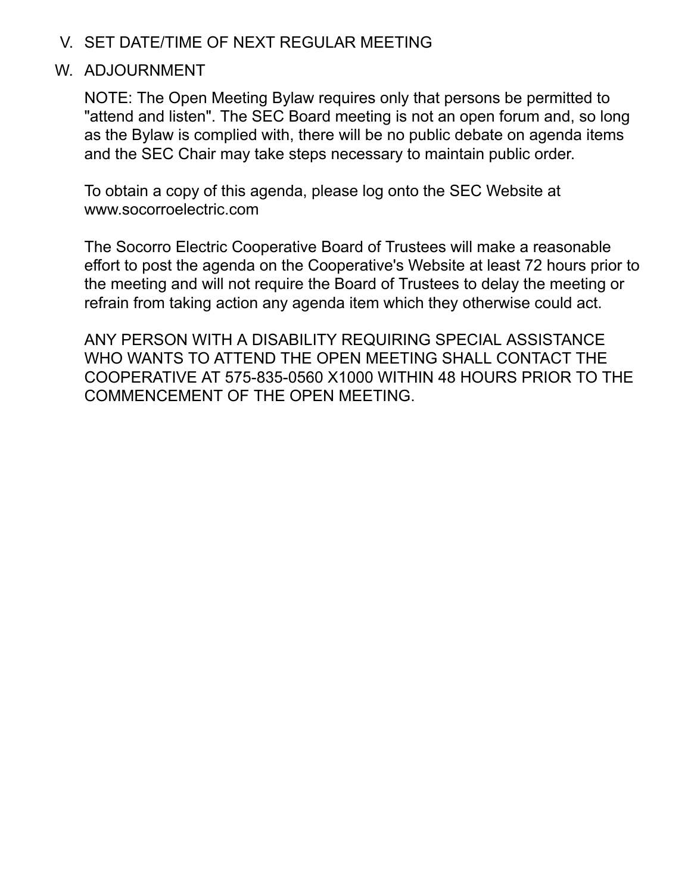V. SET DATE/TIME OF NEXT REGULAR MEETING

W. ADJOURNMENT

NOTE: The Open Meeting Bylaw requires only that persons be permitted to "attend and listen". The SEC Board meeting is not an open forum and, so long as the Bylaw is complied with, there will be no public debate on agenda items and the SEC Chair may take steps necessary to maintain public order.

To obtain a copy of this agenda, please log onto the SEC Website at www.socorroelectric.com

The Socorro Electric Cooperative Board of Trustees will make a reasonable effort to post the agenda on the Cooperative's Website at least 72 hours prior to the meeting and will not require the Board of Trustees to delay the meeting or refrain from taking action any agenda item which they otherwise could act.

ANY PERSON WITH A DISABILITY REQUIRING SPECIAL ASSISTANCE WHO WANTS TO ATTEND THE OPEN MEETING SHALL CONTACT THE COOPERATIVE AT 575-835-0560 X1000 WITHIN 48 HOURS PRIOR TO THE COMMENCEMENT OF THE OPEN MEETING.